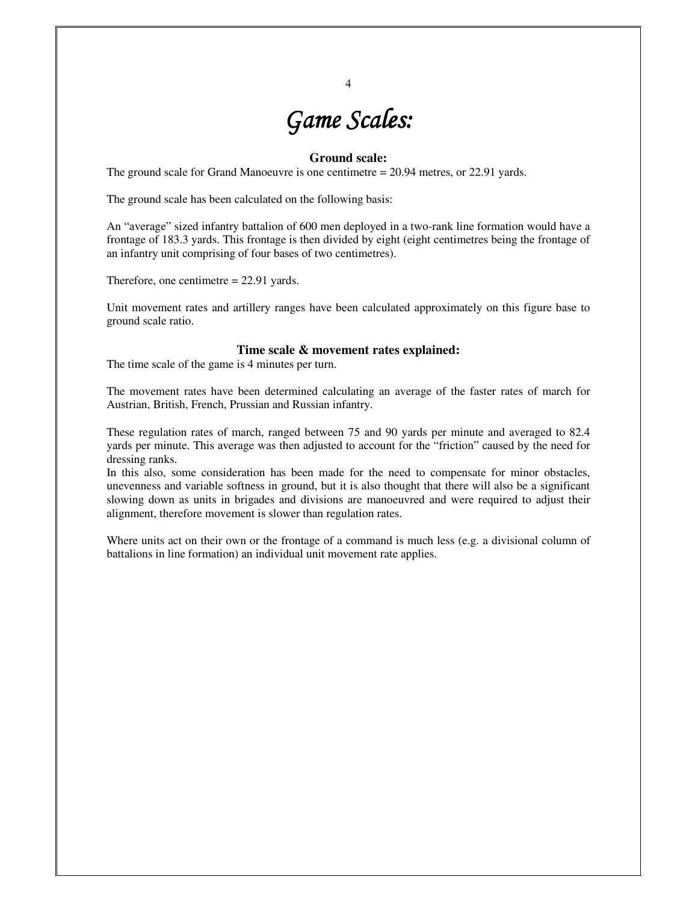# *Game Scales:*

### Ground scale:

The ground scale for Grand Manoeuvre is one centimetre = 20.94 metres, or 22.91 yards.

The ground scale has been calculated on the following basis:

An "average" sized infantry battalion of 600 men deployed in a two-rank line formation would have a frontage of 183.3 yards. This frontage is then divided by eight (eight centimetres being the frontage of an infantry unit comprising of four bases of two centimetres).

Therefore, one centimetre = 22.91 yards.

Unit movement rates and artillery ranges have been calculated approximately on this figure base to ground scale ratio.

### Time scale & movement rates explained:

The time scale of the game is 4 minutes per turn.

The movement rates have been determined calculating an average of the faster rates of march for Austrian, British, French, Prussian and Russian infantry.

These regulation rates of march, ranged between 75 and 90 yards per minute and averaged to 82.4 yards per minute. This average was then adjusted to account for the "friction" caused by the need for dressing ranks.
In this also, some consideration has been made for the need to compensate for minor obstacles, unevenness and variable softness in ground, but it is also thought that there will also be a significant slowing down as units in brigades and divisions are manoeuvred and were required to adjust their alignment, therefore movement is slower than regulation rates.

Where units act on their own or the frontage of a command is much less (e.g. a divisional column of battalions in line formation) an individual unit movement rate applies.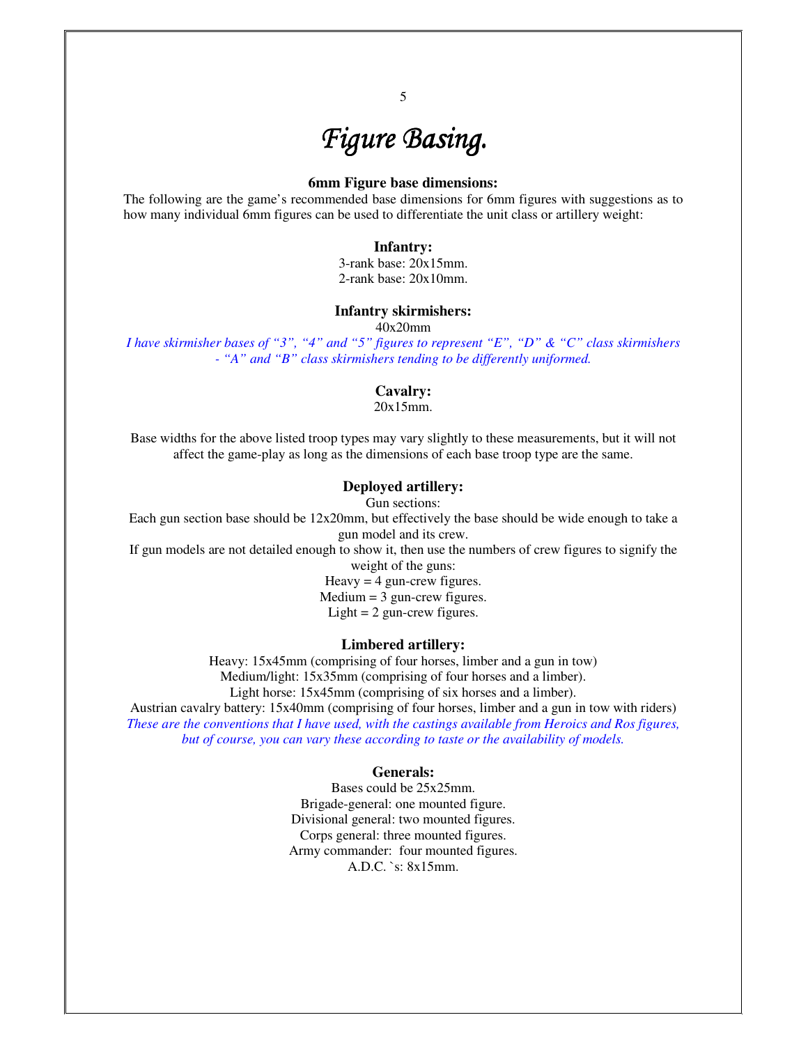# *Figure Basing.*

**6mm Figure base dimensions:**

The following are the game's recommended base dimensions for 6mm figures with suggestions as to how many individual 6mm figures can be used to differentiate the unit class or artillery weight:

**Infantry:**

3-rank base: 20x15mm.
2-rank base: 20x10mm.

**Infantry skirmishers:**

40x20mm

*I have skirmisher bases of "3", "4" and "5" figures to represent "E", "D" & "C" class skirmishers - "A" and "B" class skirmishers tending to be differently uniformed.*

**Cavalry:**

20x15mm.

Base widths for the above listed troop types may vary slightly to these measurements, but it will not affect the game-play as long as the dimensions of each base troop type are the same.

**Deployed artillery:**

Gun sections:

Each gun section base should be 12x20mm, but effectively the base should be wide enough to take a gun model and its crew.

If gun models are not detailed enough to show it, then use the numbers of crew figures to signify the weight of the guns:

Heavy = 4 gun-crew figures.
Medium = 3 gun-crew figures.
Light = 2 gun-crew figures.

**Limbered artillery:**

Heavy: 15x45mm (comprising of four horses, limber and a gun in tow)
Medium/light: 15x35mm (comprising of four horses and a limber).
Light horse: 15x45mm (comprising of six horses and a limber).
Austrian cavalry battery: 15x40mm (comprising of four horses, limber and a gun in tow with riders)

*These are the conventions that I have used, with the castings available from Heroics and Ros figures, but of course, you can vary these according to taste or the availability of models.*

**Generals:**

Bases could be 25x25mm.
Brigade-general: one mounted figure.
Divisional general: two mounted figures.
Corps general: three mounted figures.
Army commander: four mounted figures.
A.D.C. `s: 8x15mm.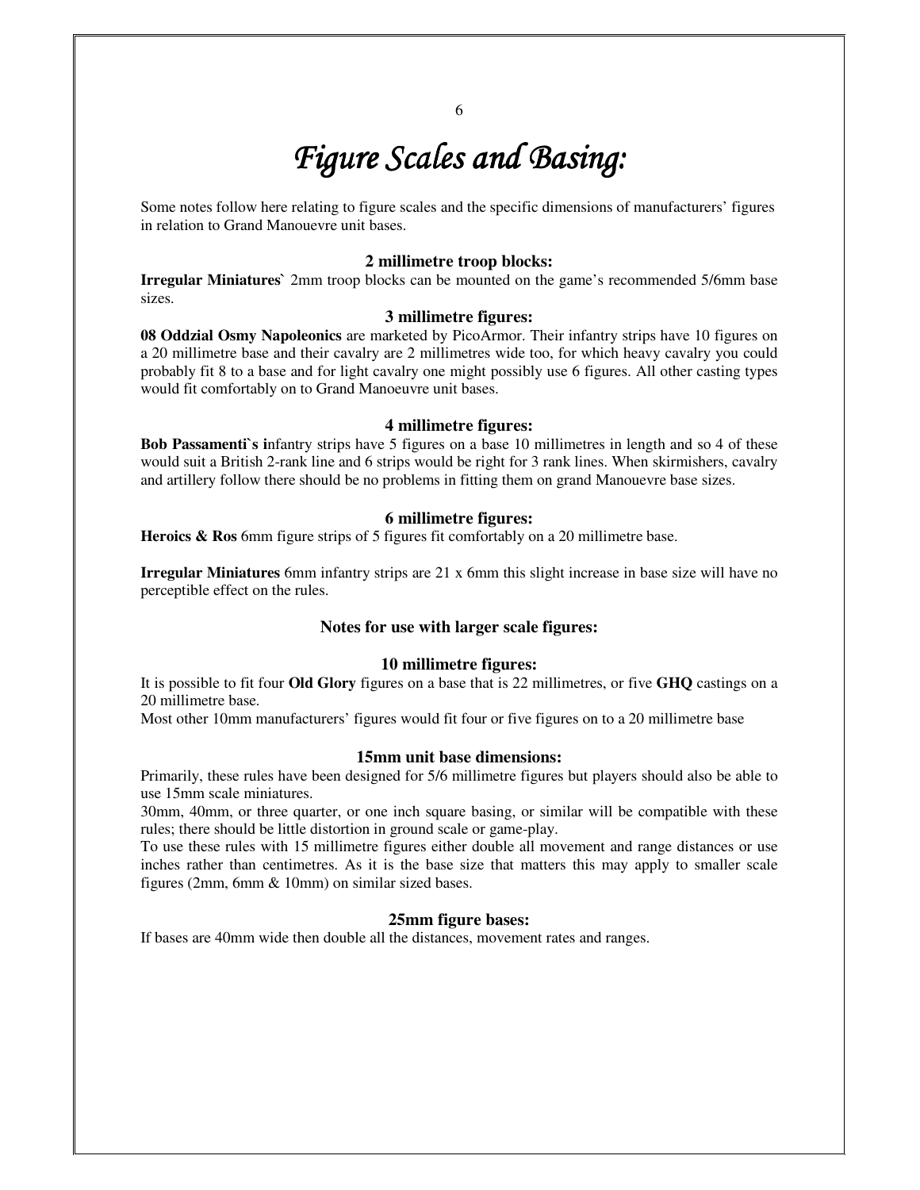# *Figure Scales and Basing:*

Some notes follow here relating to figure scales and the specific dimensions of manufacturers' figures in relation to Grand Manouevre unit bases.

### 2 millimetre troop blocks:

**Irregular Miniatures`** 2mm troop blocks can be mounted on the game's recommended 5/6mm base sizes.

### 3 millimetre figures:

**08 Oddzial Osmy Napoleonics** are marketed by PicoArmor. Their infantry strips have 10 figures on a 20 millimetre base and their cavalry are 2 millimetres wide too, for which heavy cavalry you could probably fit 8 to a base and for light cavalry one might possibly use 6 figures. All other casting types would fit comfortably on to Grand Manoeuvre unit bases.

### 4 millimetre figures:

**Bob Passamenti`s i**nfantry strips have 5 figures on a base 10 millimetres in length and so 4 of these would suit a British 2-rank line and 6 strips would be right for 3 rank lines. When skirmishers, cavalry and artillery follow there should be no problems in fitting them on grand Manouevre base sizes.

### 6 millimetre figures:

**Heroics & Ros** 6mm figure strips of 5 figures fit comfortably on a 20 millimetre base.

**Irregular Miniatures** 6mm infantry strips are 21 x 6mm this slight increase in base size will have no perceptible effect on the rules.

### Notes for use with larger scale figures:

### 10 millimetre figures:

It is possible to fit four **Old Glory** figures on a base that is 22 millimetres, or five **GHQ** castings on a 20 millimetre base.

Most other 10mm manufacturers' figures would fit four or five figures on to a 20 millimetre base

### 15mm unit base dimensions:

Primarily, these rules have been designed for 5/6 millimetre figures but players should also be able to use 15mm scale miniatures.

30mm, 40mm, or three quarter, or one inch square basing, or similar will be compatible with these rules; there should be little distortion in ground scale or game-play.

To use these rules with 15 millimetre figures either double all movement and range distances or use inches rather than centimetres. As it is the base size that matters this may apply to smaller scale figures (2mm, 6mm & 10mm) on similar sized bases.

### 25mm figure bases:

If bases are 40mm wide then double all the distances, movement rates and ranges.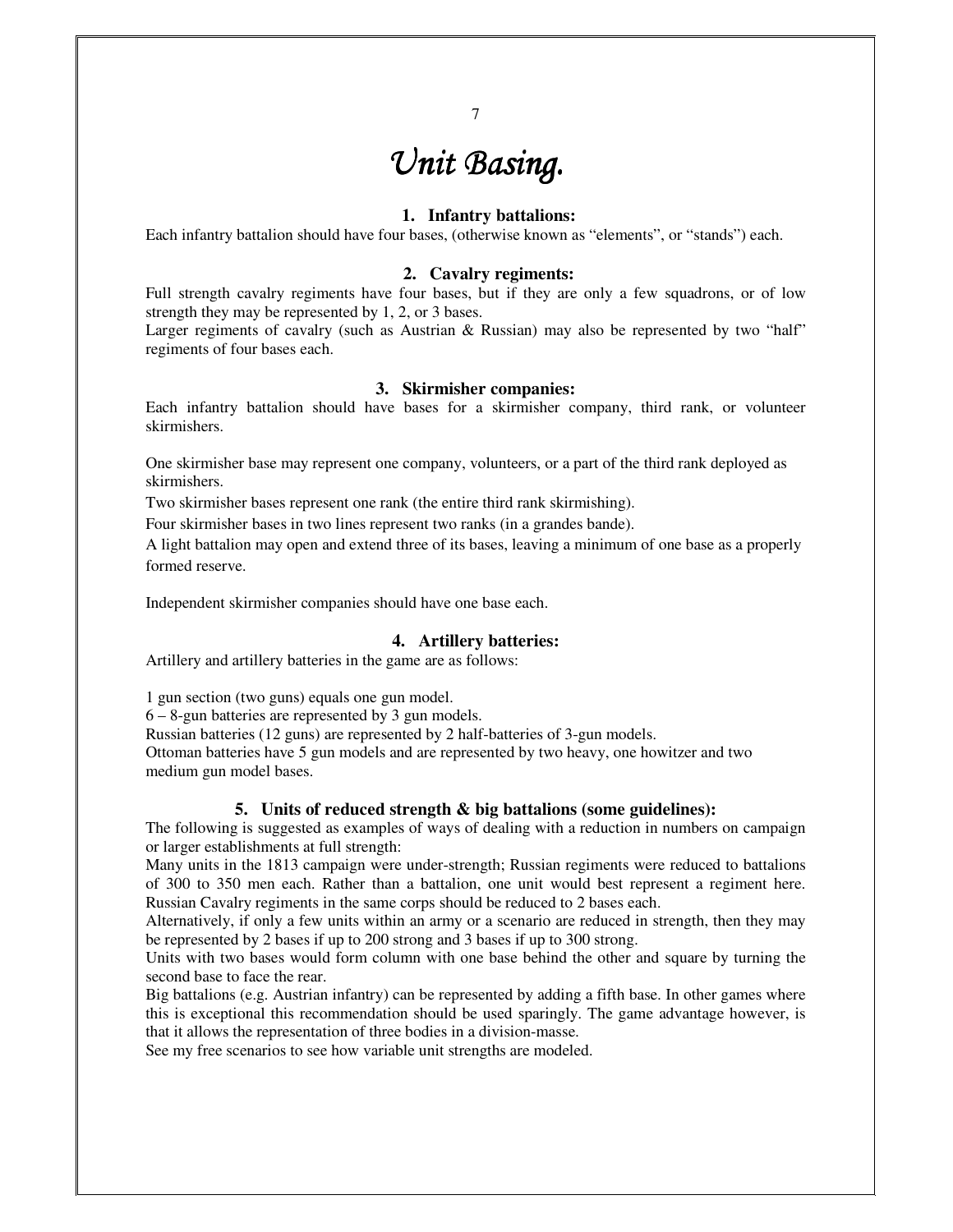# Unit Basing.

### 1. Infantry battalions:

Each infantry battalion should have four bases, (otherwise known as "elements", or "stands") each.

### 2. Cavalry regiments:

Full strength cavalry regiments have four bases, but if they are only a few squadrons, or of low strength they may be represented by 1, 2, or 3 bases.

Larger regiments of cavalry (such as Austrian & Russian) may also be represented by two "half" regiments of four bases each.

### 3. Skirmisher companies:

Each infantry battalion should have bases for a skirmisher company, third rank, or volunteer skirmishers.

One skirmisher base may represent one company, volunteers, or a part of the third rank deployed as skirmishers.

Two skirmisher bases represent one rank (the entire third rank skirmishing).

Four skirmisher bases in two lines represent two ranks (in a grandes bande).

A light battalion may open and extend three of its bases, leaving a minimum of one base as a properly formed reserve.

Independent skirmisher companies should have one base each.

### 4. Artillery batteries:

Artillery and artillery batteries in the game are as follows:

1 gun section (two guns) equals one gun model.

6 – 8-gun batteries are represented by 3 gun models.

Russian batteries (12 guns) are represented by 2 half-batteries of 3-gun models.

Ottoman batteries have 5 gun models and are represented by two heavy, one howitzer and two medium gun model bases.

### 5. Units of reduced strength & big battalions (some guidelines):

The following is suggested as examples of ways of dealing with a reduction in numbers on campaign or larger establishments at full strength:

Many units in the 1813 campaign were under-strength; Russian regiments were reduced to battalions of 300 to 350 men each. Rather than a battalion, one unit would best represent a regiment here. Russian Cavalry regiments in the same corps should be reduced to 2 bases each.

Alternatively, if only a few units within an army or a scenario are reduced in strength, then they may be represented by 2 bases if up to 200 strong and 3 bases if up to 300 strong.

Units with two bases would form column with one base behind the other and square by turning the second base to face the rear.

Big battalions (e.g. Austrian infantry) can be represented by adding a fifth base. In other games where this is exceptional this recommendation should be used sparingly. The game advantage however, is that it allows the representation of three bodies in a division-masse.

See my free scenarios to see how variable unit strengths are modeled.